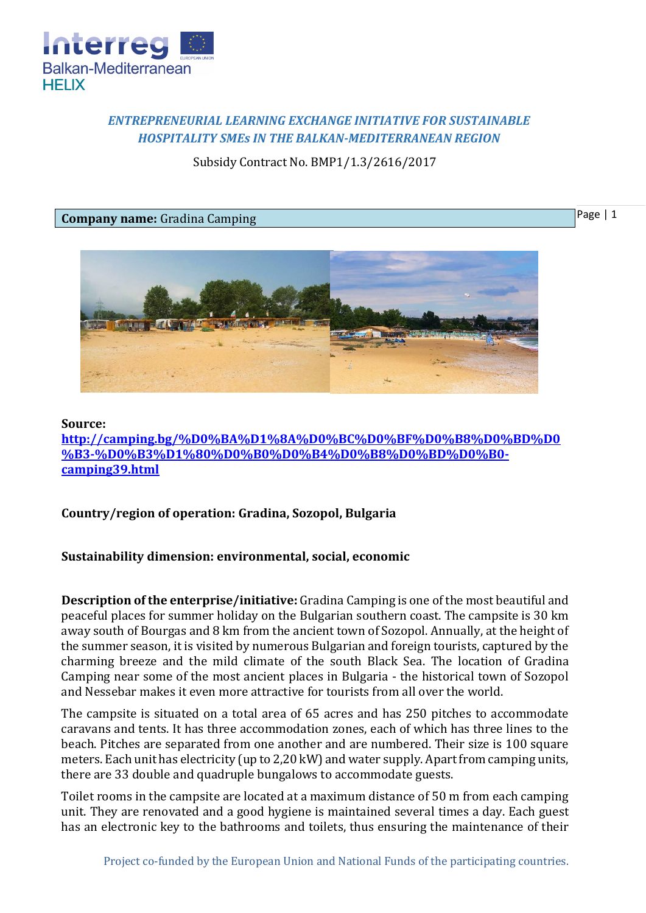*ENTREPRENEURIAL LEARNING EXCHANGE INITIATIVE FOR SUSTAINABLE HOSPITALITY SMEs IN THE BALKAN-MEDITERRANEAN REGION*

Subsidy Contract No. BMP1/1.3/2616/2017

**Company name:** Gradina Camping

**Source:** [http://camping.bg/%D0%BA%D1%8A%D0%BC%D0%BF%D0%B8%D0%BD%D0%B3-%D0%B3%D1%80%D0%B0%D0%B4%D0%B8%D0%BD%D0%B0-camping39.html](http://camping.bg/%D0%BA%D1%8A%D0%BC%D0%BF%D0%B8%D0%BD%D0%B3-%D0%B3%D1%80%D0%B0%D0%B4%D0%B8%D0%BD%D0%B0-camping39.html)

**Country/region of operation: Gradina, Sozopol, Bulgaria**

**Sustainability dimension: environmental, social, economic**

**Description of the enterprise/initiative:** Gradina Camping is one of the most beautiful and peaceful places for summer holiday on the Bulgarian southern coast. The campsite is 30 km away south of Bourgas and 8 km from the ancient town of Sozopol. Annually, at the height of the summer season, it is visited by numerous Bulgarian and foreign tourists, captured by the charming breeze and the mild climate of the south Black Sea. The location of Gradina Camping near some of the most ancient places in Bulgaria - the historical town of Sozopol and Nessebar makes it even more attractive for tourists from all over the world.

The campsite is situated on a total area of 65 acres and has 250 pitches to accommodate caravans and tents. It has three accommodation zones, each of which has three lines to the beach. Pitches are separated from one another and are numbered. Their size is 100 square meters. Each unit has electricity (up to 2,20 kW) and water supply. Apart from camping units, there are 33 double and quadruple bungalows to accommodate guests.

Toilet rooms in the campsite are located at a maximum distance of 50 m from each camping unit. They are renovated and a good hygiene is maintained several times a day. Each guest has an electronic key to the bathrooms and toilets, thus ensuring the maintenance of their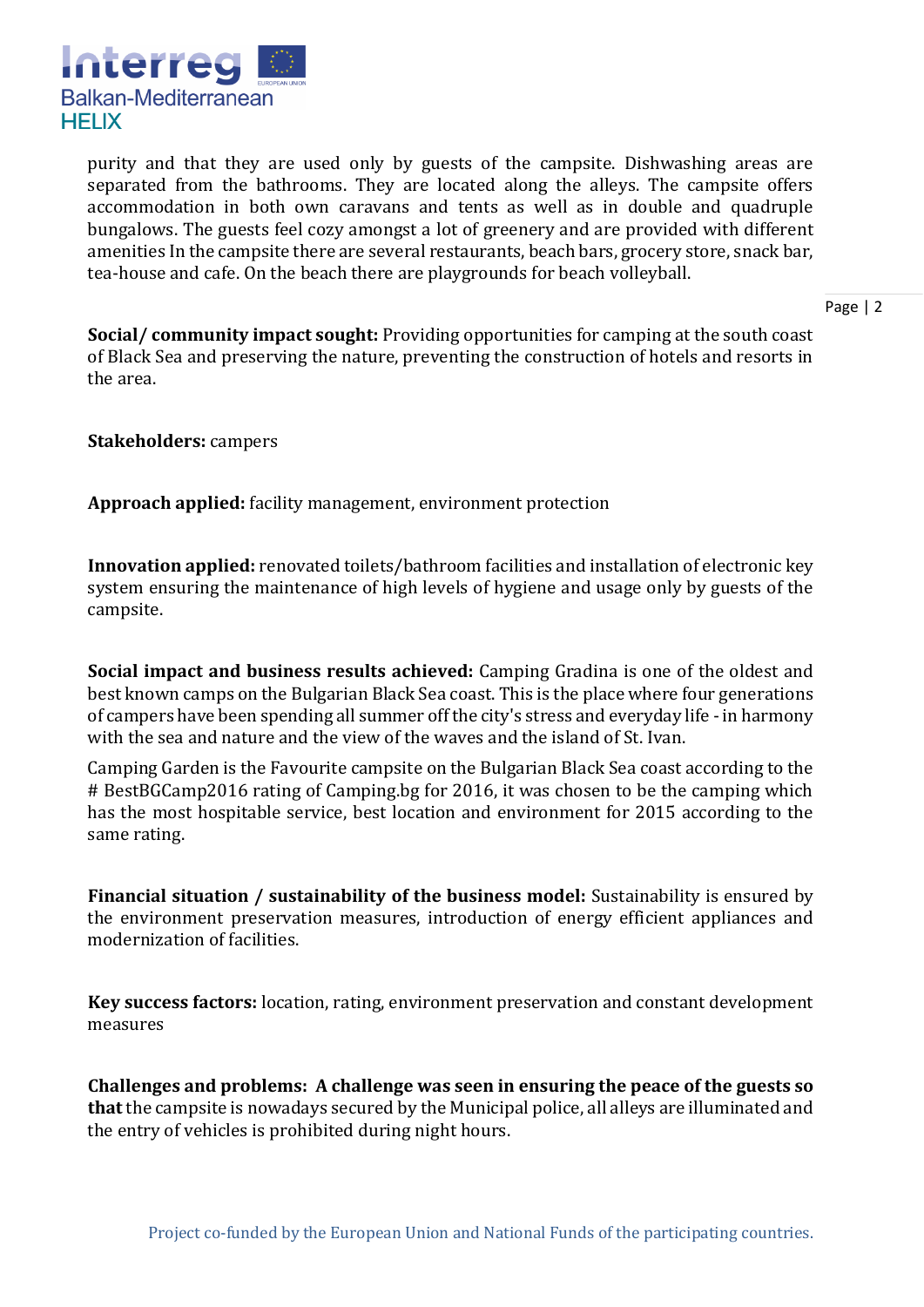purity and that they are used only by guests of the campsite. Dishwashing areas are separated from the bathrooms. They are located along the alleys. The campsite offers accommodation in both own caravans and tents as well as in double and quadruple bungalows. The guests feel cozy amongst a lot of greenery and are provided with different amenities In the campsite there are several restaurants, beach bars, grocery store, snack bar, tea-house and cafe. On the beach there are playgrounds for beach volleyball.

**Social/ community impact sought:** Providing opportunities for camping at the south coast of Black Sea and preserving the nature, preventing the construction of hotels and resorts in the area.

**Stakeholders:** campers

**Approach applied:** facility management, environment protection

**Innovation applied:** renovated toilets/bathroom facilities and installation of electronic key system ensuring the maintenance of high levels of hygiene and usage only by guests of the campsite.

**Social impact and business results achieved:** Camping Gradina is one of the oldest and best known camps on the Bulgarian Black Sea coast. This is the place where four generations of campers have been spending all summer off the city's stress and everyday life - in harmony with the sea and nature and the view of the waves and the island of St. Ivan.

Camping Garden is the Favourite campsite on the Bulgarian Black Sea coast according to the # BestBGCamp2016 rating of Camping.bg for 2016, it was chosen to be the camping which has the most hospitable service, best location and environment for 2015 according to the same rating.

**Financial situation / sustainability of the business model:** Sustainability is ensured by the environment preservation measures, introduction of energy efficient appliances and modernization of facilities.

**Key success factors:** location, rating, environment preservation and constant development measures

**Challenges and problems: A challenge was seen in ensuring the peace of the guests so that** the campsite is nowadays secured by the Municipal police, all alleys are illuminated and the entry of vehicles is prohibited during night hours.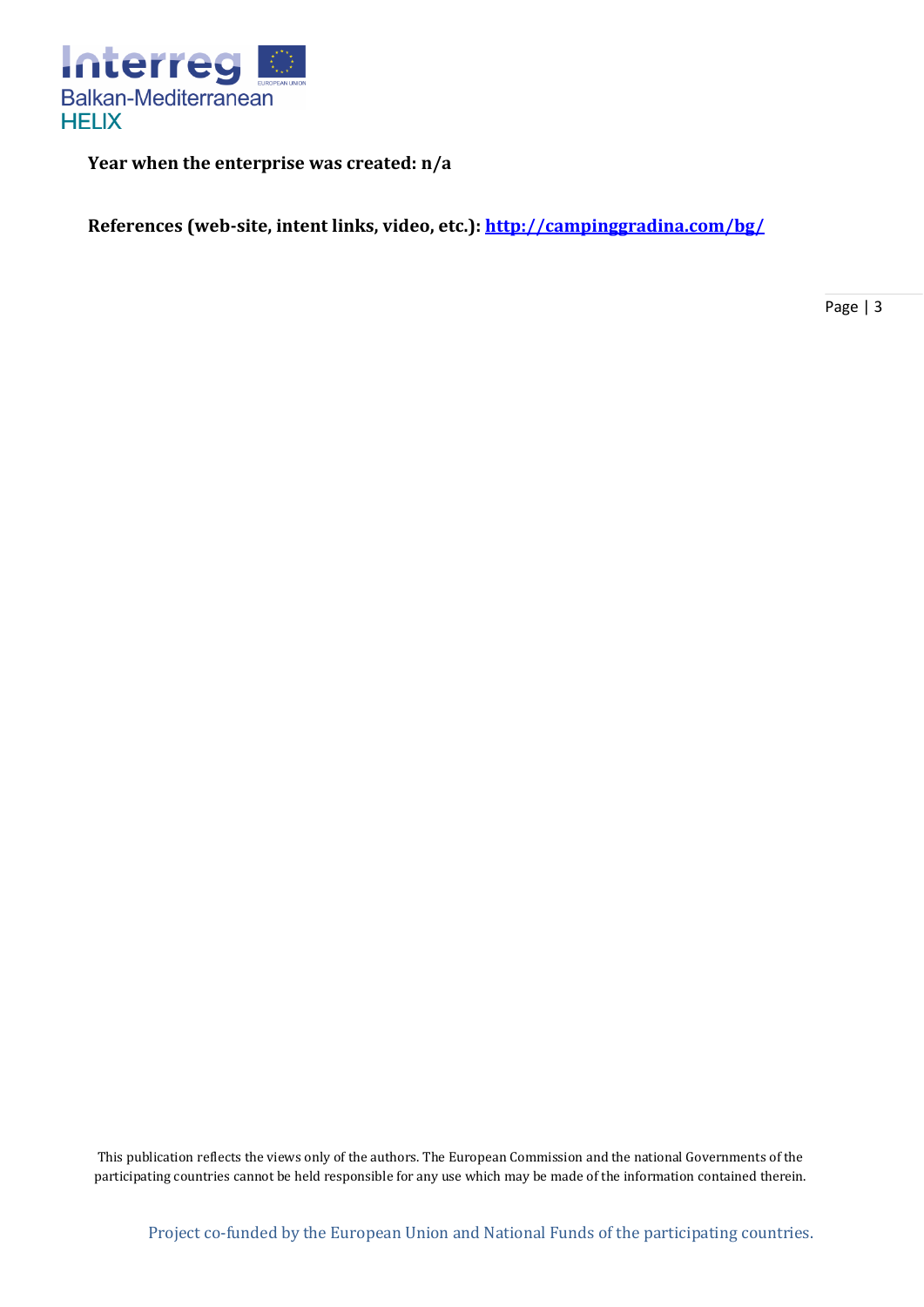**Year when the enterprise was created: n/a**

**References (web-site, intent links, video, etc.): [http://campinggradina.com/bg/](http://campinggradina.com/bg/)**

This publication reflects the views only of the authors. The European Commission and the national Governments of the participating countries cannot be held responsible for any use which may be made of the information contained therein.

Project co-funded by the European Union and National Funds of the participating countries.